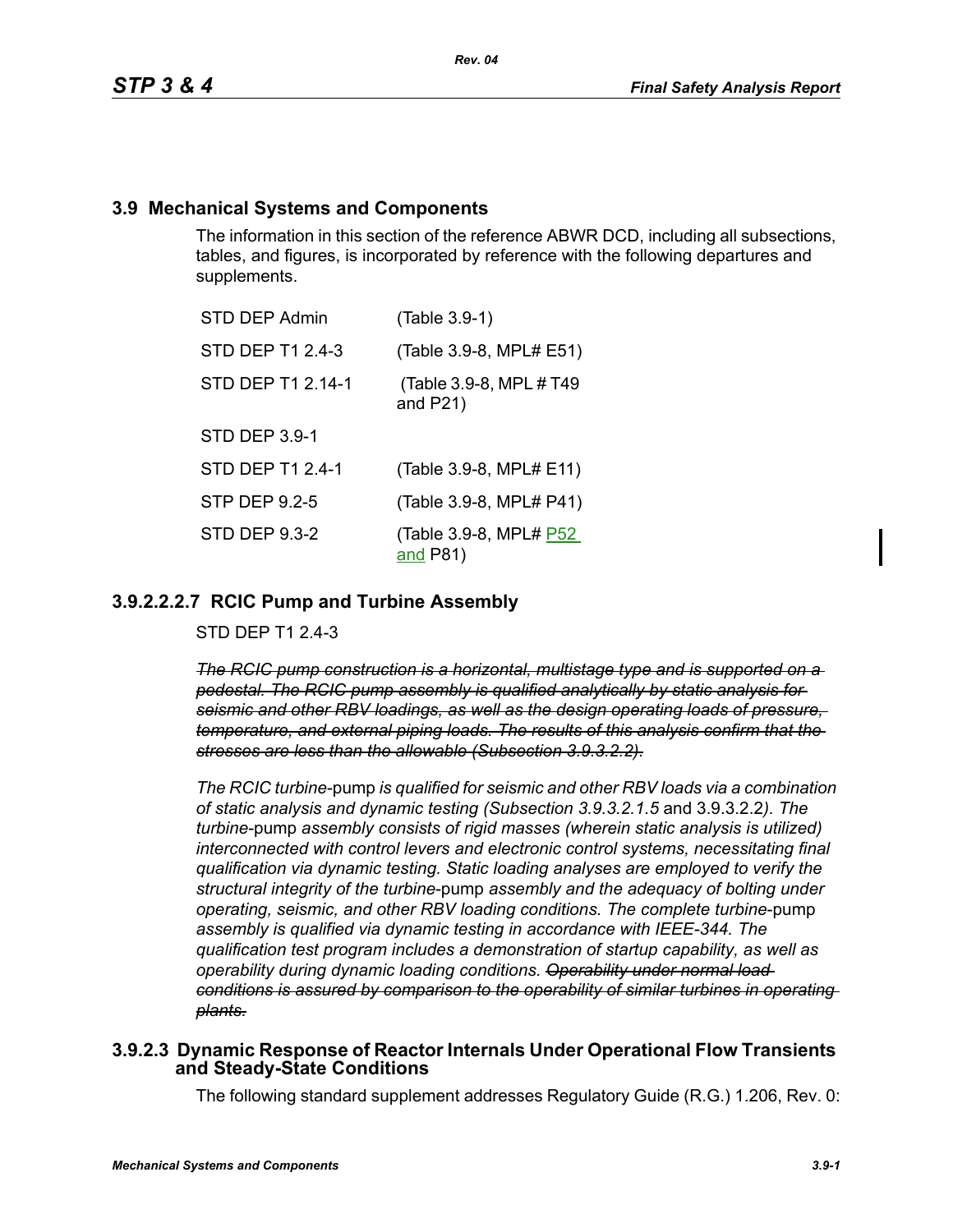## 3.9 Mechanical Systems and Components

The information in this section of the reference ABWR DCD, including all subsections, tables, and figures, is incorporated by reference with the following departures and supplements.

| | |
|---|---|
| STD DEP Admin | (Table 3.9-1) |
| STD DEP T1 2.4-3 | (Table 3.9-8, MPL# E51) |
| STD DEP T1 2.14-1 | (Table 3.9-8, MPL # T49 and P21) |
| STD DEP 3.9-1 | |
| STD DEP T1 2.4-1 | (Table 3.9-8, MPL# E11) |
| STP DEP 9.2-5 | (Table 3.9-8, MPL# P41) |
| STD DEP 9.3-2 | (Table 3.9-8, MPL# P52 and P81) |

### 3.9.2.2.2.7 RCIC Pump and Turbine Assembly

STD DEP T1 2.4-3

~~*The RCIC pump construction is a horizontal, multistage type and is supported on a pedestal. The RCIC pump assembly is qualified analytically by static analysis for seismic and other RBV loadings, as well as the design operating loads of pressure, temperature, and external piping loads. The results of this analysis confirm that the stresses are less than the allowable (Subsection 3.9.3.2.2).*~~

*The RCIC turbine*-pump *is qualified for seismic and other RBV loads via a combination of static analysis and dynamic testing (Subsection 3.9.3.2.1.5* and 3.9.3.2.2*). The turbine*-pump *assembly consists of rigid masses (wherein static analysis is utilized) interconnected with control levers and electronic control systems, necessitating final qualification via dynamic testing. Static loading analyses are employed to verify the structural integrity of the turbine*-pump *assembly and the adequacy of bolting under operating, seismic, and other RBV loading conditions. The complete turbine*-pump *assembly is qualified via dynamic testing in accordance with IEEE-344. The qualification test program includes a demonstration of startup capability, as well as operability during dynamic loading conditions.* ~~*Operability under normal load conditions is assured by comparison to the operability of similar turbines in operating plants.*~~

### 3.9.2.3 Dynamic Response of Reactor Internals Under Operational Flow Transients and Steady-State Conditions

The following standard supplement addresses Regulatory Guide (R.G.) 1.206, Rev. 0: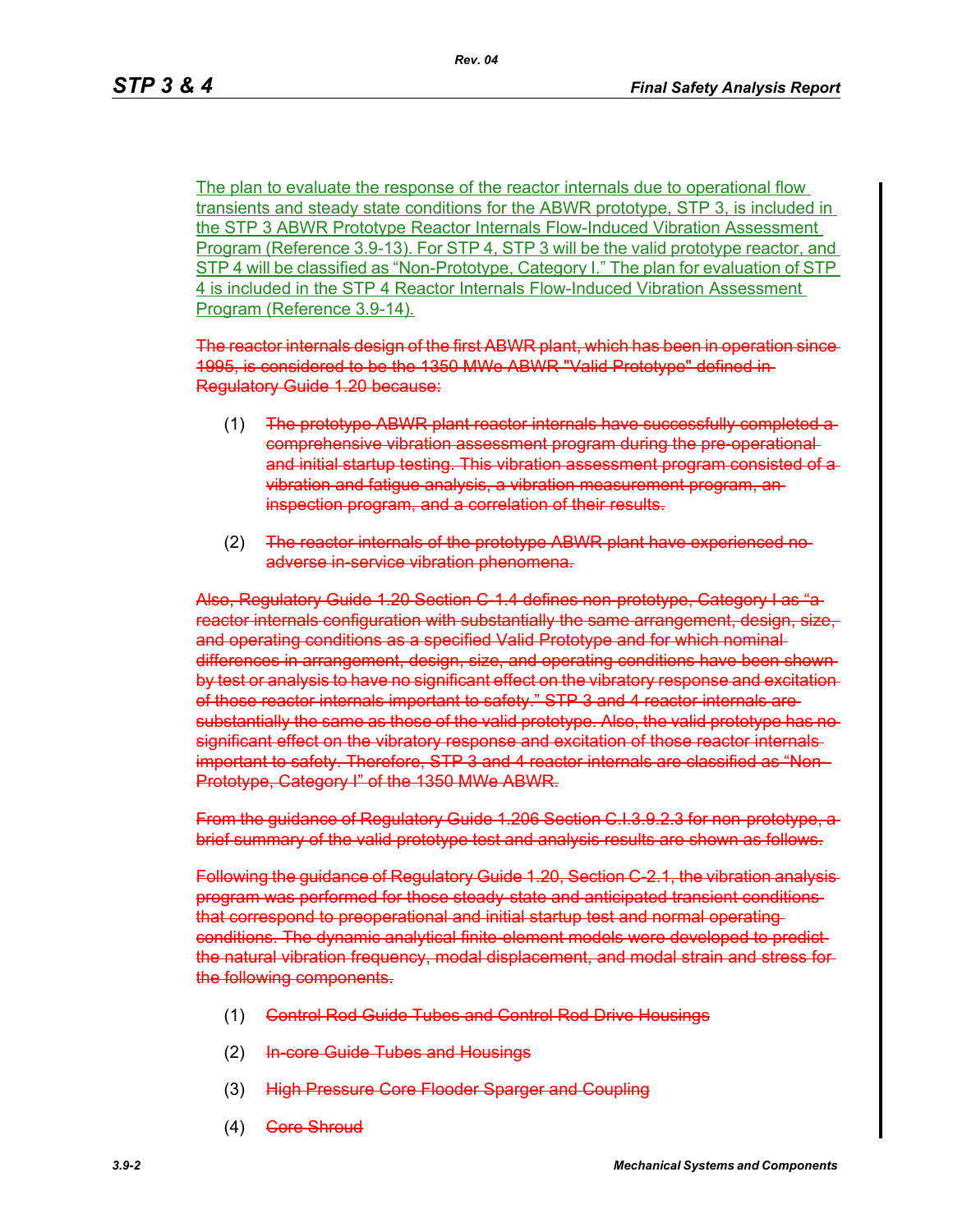The plan to evaluate the response of the reactor internals due to operational flow transients and steady state conditions for the ABWR prototype, STP 3, is included in the STP 3 ABWR Prototype Reactor Internals Flow-Induced Vibration Assessment Program (Reference 3.9-13). For STP 4, STP 3 will be the valid prototype reactor, and STP 4 will be classified as "Non-Prototype, Category I." The plan for evaluation of STP 4 is included in the STP 4 Reactor Internals Flow-Induced Vibration Assessment Program (Reference 3.9-14).

~~The reactor internals design of the first ABWR plant, which has been in operation since 1995, is considered to be the 1350 MWe ABWR "Valid Prototype" defined in Regulatory Guide 1.20 because:~~

(1) ~~The prototype ABWR plant reactor internals have successfully completed a comprehensive vibration assessment program during the pre-operational and initial startup testing. This vibration assessment program consisted of a vibration and fatigue analysis, a vibration measurement program, an inspection program, and a correlation of their results.~~

(2) ~~The reactor internals of the prototype ABWR plant have experienced no adverse in-service vibration phenomena.~~

~~Also, Regulatory Guide 1.20 Section C-1.4 defines non-prototype, Category I as "a reactor internals configuration with substantially the same arrangement, design, size, and operating conditions as a specified Valid Prototype and for which nominal differences in arrangement, design, size, and operating conditions have been shown by test or analysis to have no significant effect on the vibratory response and excitation of those reactor internals important to safety." STP 3 and 4 reactor internals are substantially the same as those of the valid prototype. Also, the valid prototype has no significant effect on the vibratory response and excitation of those reactor internals important to safety. Therefore, STP 3 and 4 reactor internals are classified as "Non-Prototype, Category I" of the 1350 MWe ABWR.~~

~~From the guidance of Regulatory Guide 1.206 Section C.I.3.9.2.3 for non-prototype, a brief summary of the valid prototype test and analysis results are shown as follows.~~

~~Following the guidance of Regulatory Guide 1.20, Section C-2.1, the vibration analysis program was performed for those steady-state and anticipated transient conditions that correspond to preoperational and initial startup test and normal operating conditions. The dynamic analytical finite-element models were developed to predict the natural vibration frequency, modal displacement, and modal strain and stress for the following components.~~

(1) ~~Control Rod Guide Tubes and Control Rod Drive Housings~~

(2) ~~In-core Guide Tubes and Housings~~

(3) ~~High Pressure Core Flooder Sparger and Coupling~~

(4) ~~Core Shroud~~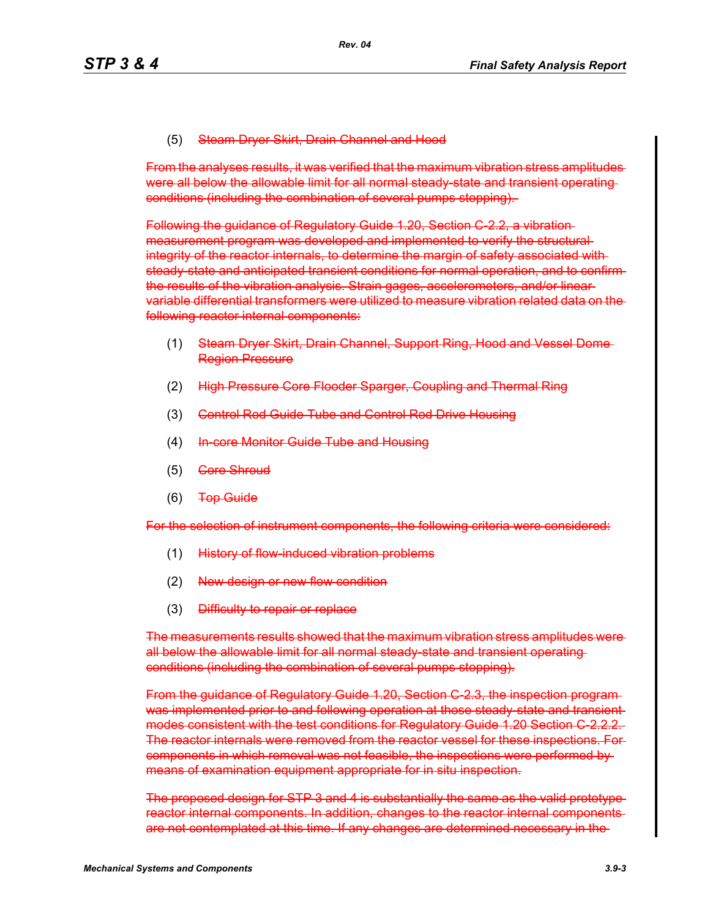(5) ~~Steam Dryer Skirt, Drain Channel and Hood~~

~~From the analyses results, it was verified that the maximum vibration stress amplitudes were all below the allowable limit for all normal steady-state and transient operating conditions (including the combination of several pumps stopping).~~

~~Following the guidance of Regulatory Guide 1.20, Section C-2.2, a vibration measurement program was developed and implemented to verify the structural integrity of the reactor internals, to determine the margin of safety associated with steady-state and anticipated transient conditions for normal operation, and to confirm the results of the vibration analysis. Strain gages, accelerometers, and/or linear variable differential transformers were utilized to measure vibration related data on the following reactor internal components:~~

(1) ~~Steam Dryer Skirt, Drain Channel, Support Ring, Hood and Vessel Dome Region Pressure~~

(2) ~~High Pressure Core Flooder Sparger, Coupling and Thermal Ring~~

(3) ~~Control Rod Guide Tube and Control Rod Drive Housing~~

(4) ~~In-core Monitor Guide Tube and Housing~~

(5) ~~Core Shroud~~

(6) ~~Top Guide~~

~~For the selection of instrument components, the following criteria were considered:~~

(1) ~~History of flow-induced vibration problems~~

(2) ~~New design or new flow condition~~

(3) ~~Difficulty to repair or replace~~

~~The measurements results showed that the maximum vibration stress amplitudes were all below the allowable limit for all normal steady-state and transient operating conditions (including the combination of several pumps stopping).~~

~~From the guidance of Regulatory Guide 1.20, Section C-2.3, the inspection program was implemented prior to and following operation at these steady-state and transient modes consistent with the test conditions for Regulatory Guide 1.20 Section C-2.2.2. The reactor internals were removed from the reactor vessel for these inspections. For components in which removal was not feasible, the inspections were performed by means of examination equipment appropriate for in situ inspection.~~

~~The proposed design for STP 3 and 4 is substantially the same as the valid prototype reactor internal components. In addition, changes to the reactor internal components are not contemplated at this time. If any changes are determined necessary in the~~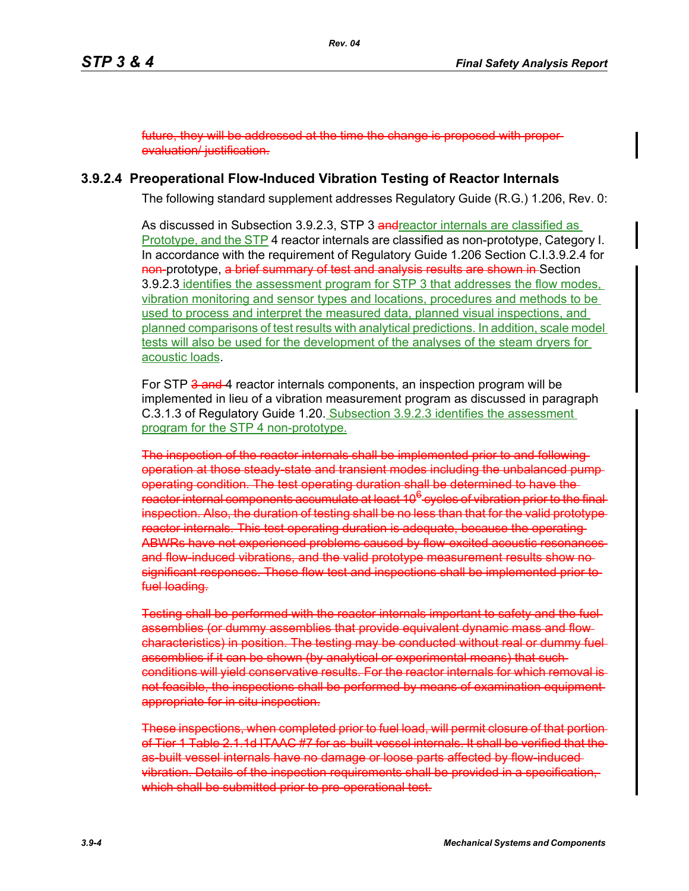future, they will be addressed at the time the change is proposed with proper evaluation/ justification.

### 3.9.2.4 Preoperational Flow-Induced Vibration Testing of Reactor Internals

The following standard supplement addresses Regulatory Guide (R.G.) 1.206, Rev. 0:

As discussed in Subsection 3.9.2.3, STP 3 andreactor internals are classified as Prototype, and the STP 4 reactor internals are classified as non-prototype, Category I. In accordance with the requirement of Regulatory Guide 1.206 Section C.I.3.9.2.4 for non-prototype, a brief summary of test and analysis results are shown in Section 3.9.2.3 identifies the assessment program for STP 3 that addresses the flow modes, vibration monitoring and sensor types and locations, procedures and methods to be used to process and interpret the measured data, planned visual inspections, and planned comparisons of test results with analytical predictions. In addition, scale model tests will also be used for the development of the analyses of the steam dryers for acoustic loads.

For STP 3 and 4 reactor internals components, an inspection program will be implemented in lieu of a vibration measurement program as discussed in paragraph C.3.1.3 of Regulatory Guide 1.20. Subsection 3.9.2.3 identifies the assessment program for the STP 4 non-prototype.

The inspection of the reactor internals shall be implemented prior to and following operation at those steady-state and transient modes including the unbalanced pump operating condition. The test operating duration shall be determined to have the reactor internal components accumulate at least $10^6$ cycles of vibration prior to the final inspection. Also, the duration of testing shall be no less than that for the valid prototype reactor internals. This test operating duration is adequate, because the operating ABWRs have not experienced problems caused by flow-excited acoustic resonances and flow-induced vibrations, and the valid prototype measurement results show no significant responses. These flow test and inspections shall be implemented prior to fuel loading.

Testing shall be performed with the reactor internals important to safety and the fuel assemblies (or dummy assemblies that provide equivalent dynamic mass and flow characteristics) in position. The testing may be conducted without real or dummy fuel assemblies if it can be shown (by analytical or experimental means) that such conditions will yield conservative results. For the reactor internals for which removal is not feasible, the inspections shall be performed by means of examination equipment appropriate for in situ inspection.

These inspections, when completed prior to fuel load, will permit closure of that portion of Tier 1 Table 2.1.1d ITAAC #7 for as-built vessel internals. It shall be verified that the as-built vessel internals have no damage or loose parts affected by flow-induced vibration. Details of the inspection requirements shall be provided in a specification, which shall be submitted prior to pre-operational test.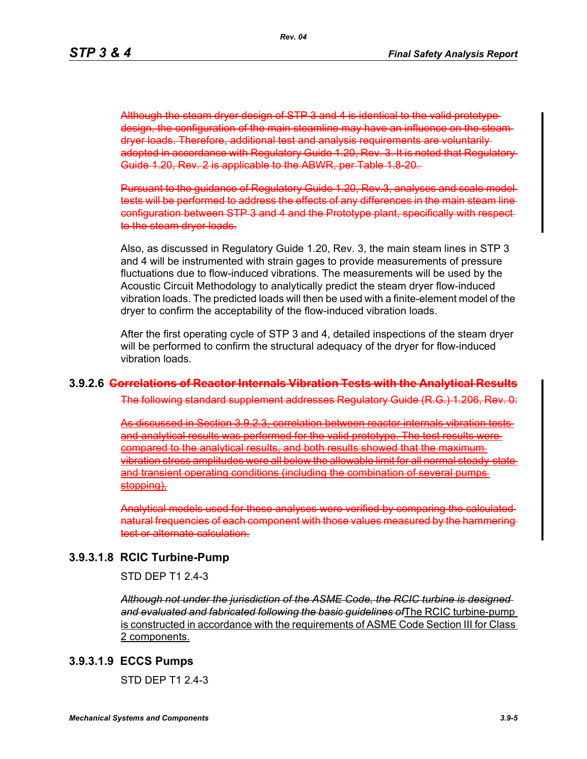~~Although the steam dryer design of STP 3 and 4 is identical to the valid prototype design, the configuration of the main steamline may have an influence on the steam dryer loads. Therefore, additional test and analysis requirements are voluntarily adopted in accordance with Regulatory Guide 1.20, Rev. 3. It is noted that Regulatory Guide 1.20, Rev. 2 is applicable to the ABWR, per Table 1.8-20.~~

~~Pursuant to the guidance of Regulatory Guide 1.20, Rev.3, analyses and scale model tests will be performed to address the effects of any differences in the main steam line configuration between STP 3 and 4 and the Prototype plant, specifically with respect to the steam dryer loads.~~

Also, as discussed in Regulatory Guide 1.20, Rev. 3, the main steam lines in STP 3 and 4 will be instrumented with strain gages to provide measurements of pressure fluctuations due to flow-induced vibrations. The measurements will be used by the Acoustic Circuit Methodology to analytically predict the steam dryer flow-induced vibration loads. The predicted loads will then be used with a finite-element model of the dryer to confirm the acceptability of the flow-induced vibration loads.

After the first operating cycle of STP 3 and 4, detailed inspections of the steam dryer will be performed to confirm the structural adequacy of the dryer for flow-induced vibration loads.

### 3.9.2.6 ~~Correlations of Reactor Internals Vibration Tests with the Analytical Results~~

~~The following standard supplement addresses Regulatory Guide (R.G.) 1.206, Rev. 0:~~

~~As discussed in Section 3.9.2.3, correlation between reactor internals vibration tests and analytical results was performed for the valid prototype. The test results were compared to the analytical results, and both results showed that the maximum vibration stress amplitudes were all below the allowable limit for all normal steady-state and transient operating conditions (including the combination of several pumps stopping).~~

~~Analytical models used for these analyses were verified by comparing the calculated natural frequencies of each component with those values measured by the hammering test or alternate calculation.~~

### 3.9.3.1.8 RCIC Turbine-Pump

STD DEP T1 2.4-3

~~*Although not under the jurisdiction of the ASME Code, the RCIC turbine is designed and evaluated and fabricated following the basic guidelines of*~~<u>The RCIC turbine-pump is constructed in accordance with the requirements of ASME Code Section III for Class 2 components.</u>

### 3.9.3.1.9 ECCS Pumps

STD DEP T1 2.4-3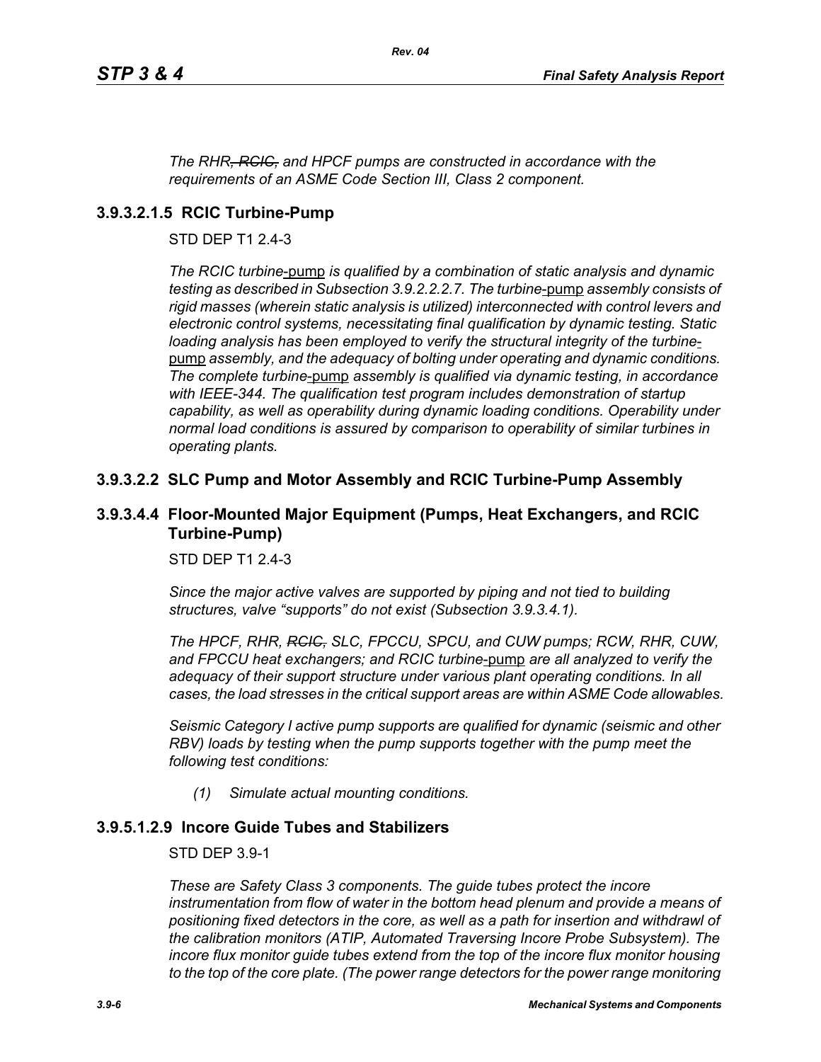*The RHR~~, RCIC,~~ and HPCF pumps are constructed in accordance with the requirements of an ASME Code Section III, Class 2 component.*

### 3.9.3.2.1.5 RCIC Turbine-Pump

STD DEP T1 2.4-3

*The RCIC turbine*-pump *is qualified by a combination of static analysis and dynamic testing as described in Subsection 3.9.2.2.2.7. The turbine*-pump *assembly consists of rigid masses (wherein static analysis is utilized) interconnected with control levers and electronic control systems, necessitating final qualification by dynamic testing. Static loading analysis has been employed to verify the structural integrity of the turbine*-pump *assembly, and the adequacy of bolting under operating and dynamic conditions. The complete turbine*-pump *assembly is qualified via dynamic testing, in accordance with IEEE-344. The qualification test program includes demonstration of startup capability, as well as operability during dynamic loading conditions. Operability under normal load conditions is assured by comparison to operability of similar turbines in operating plants.*

### 3.9.3.2.2 SLC Pump and Motor Assembly and RCIC Turbine-Pump Assembly

### 3.9.3.4.4 Floor-Mounted Major Equipment (Pumps, Heat Exchangers, and RCIC Turbine-Pump)

STD DEP T1 2.4-3

*Since the major active valves are supported by piping and not tied to building structures, valve "supports" do not exist (Subsection 3.9.3.4.1).*

*The HPCF, RHR, ~~RCIC,~~ SLC, FPCCU, SPCU, and CUW pumps; RCW, RHR, CUW, and FPCCU heat exchangers; and RCIC turbine*-pump *are all analyzed to verify the adequacy of their support structure under various plant operating conditions. In all cases, the load stresses in the critical support areas are within ASME Code allowables.*

*Seismic Category I active pump supports are qualified for dynamic (seismic and other RBV) loads by testing when the pump supports together with the pump meet the following test conditions:*

*(1) Simulate actual mounting conditions.*

### 3.9.5.1.2.9 Incore Guide Tubes and Stabilizers

STD DEP 3.9-1

*These are Safety Class 3 components. The guide tubes protect the incore instrumentation from flow of water in the bottom head plenum and provide a means of positioning fixed detectors in the core, as well as a path for insertion and withdrawl of the calibration monitors (ATIP, Automated Traversing Incore Probe Subsystem). The incore flux monitor guide tubes extend from the top of the incore flux monitor housing to the top of the core plate. (The power range detectors for the power range monitoring*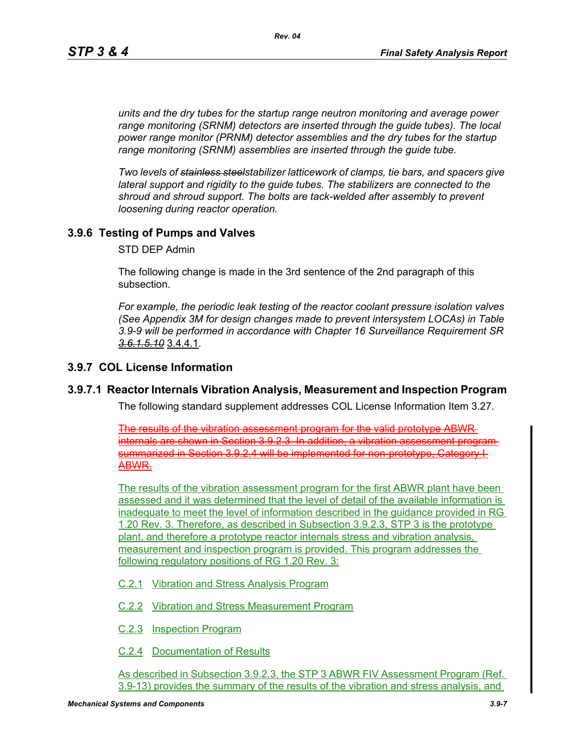*units and the dry tubes for the startup range neutron monitoring and average power range monitoring (SRNM) detectors are inserted through the guide tubes). The local power range monitor (PRNM) detector assemblies and the dry tubes for the startup range monitoring (SRNM) assemblies are inserted through the guide tube.*

*Two levels of ~~stainless steel~~stabilizer latticework of clamps, tie bars, and spacers give lateral support and rigidity to the guide tubes. The stabilizers are connected to the shroud and shroud support. The bolts are tack-welded after assembly to prevent loosening during reactor operation.*

## 3.9.6 Testing of Pumps and Valves

STD DEP Admin

The following change is made in the 3rd sentence of the 2nd paragraph of this subsection.

*For example, the periodic leak testing of the reactor coolant pressure isolation valves (See Appendix 3M for design changes made to prevent intersystem LOCAs) in Table 3.9-9 will be performed in accordance with Chapter 16 Surveillance Requirement SR ~~3.6.1.5.10~~* 3.4.4.1.

## 3.9.7 COL License Information

### 3.9.7.1 Reactor Internals Vibration Analysis, Measurement and Inspection Program

The following standard supplement addresses COL License Information Item 3.27.

~~The results of the vibration assessment program for the valid prototype ABWR internals are shown in Section 3.9.2.3. In addition, a vibration assessment program summarized in Section 3.9.2.4 will be implemented for non-prototype, Category I ABWR.~~

The results of the vibration assessment program for the first ABWR plant have been assessed and it was determined that the level of detail of the available information is inadequate to meet the level of information described in the guidance provided in RG 1.20 Rev. 3. Therefore, as described in Subsection 3.9.2.3, STP 3 is the prototype plant, and therefore a prototype reactor internals stress and vibration analysis, measurement and inspection program is provided. This program addresses the following regulatory positions of RG 1.20 Rev. 3:

C.2.1 Vibration and Stress Analysis Program

C.2.2 Vibration and Stress Measurement Program

C.2.3 Inspection Program

C.2.4 Documentation of Results

As described in Subsection 3.9.2.3, the STP 3 ABWR FIV Assessment Program (Ref. 3.9-13) provides the summary of the results of the vibration and stress analysis, and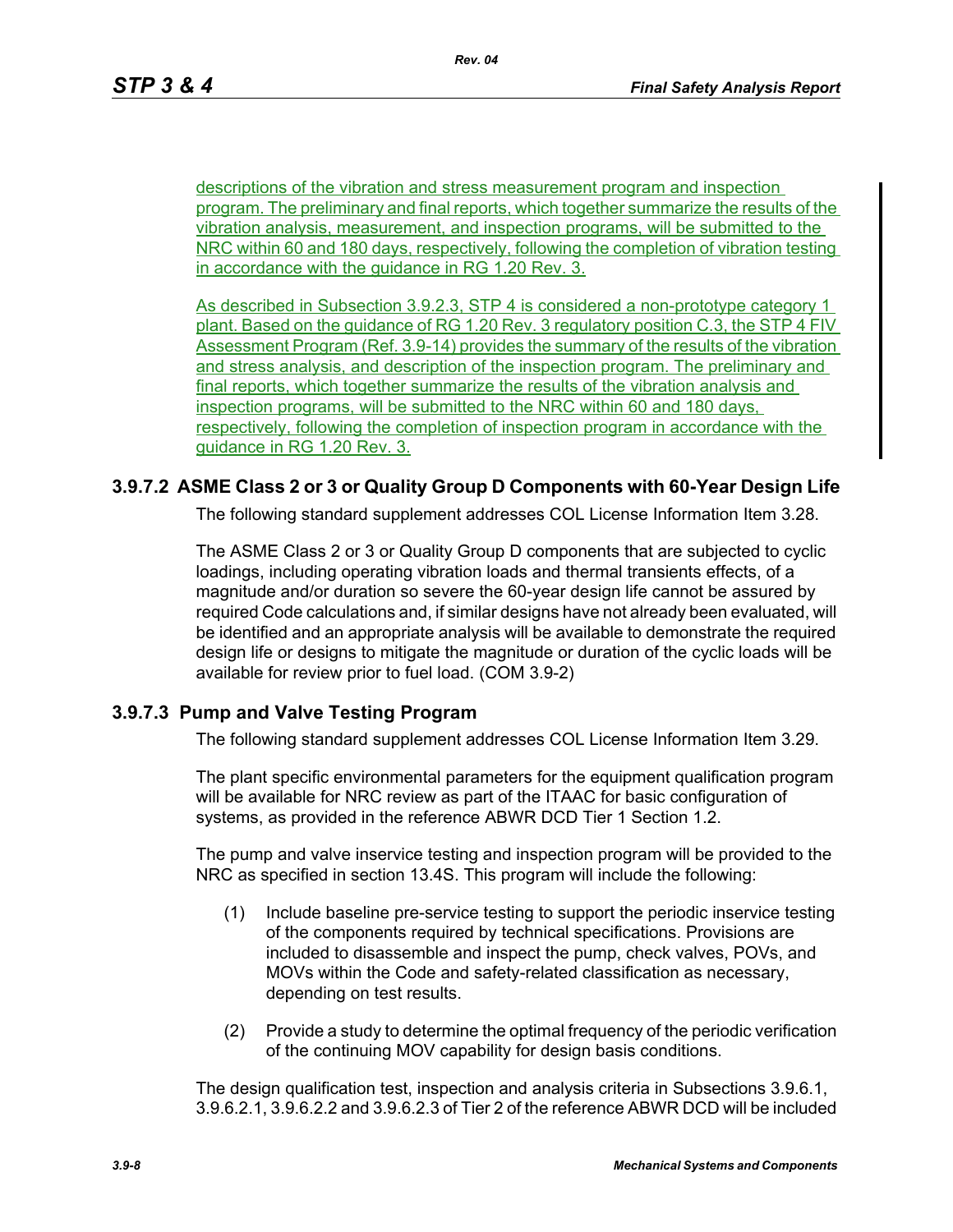descriptions of the vibration and stress measurement program and inspection program. The preliminary and final reports, which together summarize the results of the vibration analysis, measurement, and inspection programs, will be submitted to the NRC within 60 and 180 days, respectively, following the completion of vibration testing in accordance with the guidance in RG 1.20 Rev. 3.

As described in Subsection 3.9.2.3, STP 4 is considered a non-prototype category 1 plant. Based on the guidance of RG 1.20 Rev. 3 regulatory position C.3, the STP 4 FIV Assessment Program (Ref. 3.9-14) provides the summary of the results of the vibration and stress analysis, and description of the inspection program. The preliminary and final reports, which together summarize the results of the vibration analysis and inspection programs, will be submitted to the NRC within 60 and 180 days, respectively, following the completion of inspection program in accordance with the guidance in RG 1.20 Rev. 3.

### 3.9.7.2 ASME Class 2 or 3 or Quality Group D Components with 60-Year Design Life

The following standard supplement addresses COL License Information Item 3.28.

The ASME Class 2 or 3 or Quality Group D components that are subjected to cyclic loadings, including operating vibration loads and thermal transients effects, of a magnitude and/or duration so severe the 60-year design life cannot be assured by required Code calculations and, if similar designs have not already been evaluated, will be identified and an appropriate analysis will be available to demonstrate the required design life or designs to mitigate the magnitude or duration of the cyclic loads will be available for review prior to fuel load. (COM 3.9-2)

### 3.9.7.3 Pump and Valve Testing Program

The following standard supplement addresses COL License Information Item 3.29.

The plant specific environmental parameters for the equipment qualification program will be available for NRC review as part of the ITAAC for basic configuration of systems, as provided in the reference ABWR DCD Tier 1 Section 1.2.

The pump and valve inservice testing and inspection program will be provided to the NRC as specified in section 13.4S. This program will include the following:

(1) Include baseline pre-service testing to support the periodic inservice testing of the components required by technical specifications. Provisions are included to disassemble and inspect the pump, check valves, POVs, and MOVs within the Code and safety-related classification as necessary, depending on test results.

(2) Provide a study to determine the optimal frequency of the periodic verification of the continuing MOV capability for design basis conditions.

The design qualification test, inspection and analysis criteria in Subsections 3.9.6.1, 3.9.6.2.1, 3.9.6.2.2 and 3.9.6.2.3 of Tier 2 of the reference ABWR DCD will be included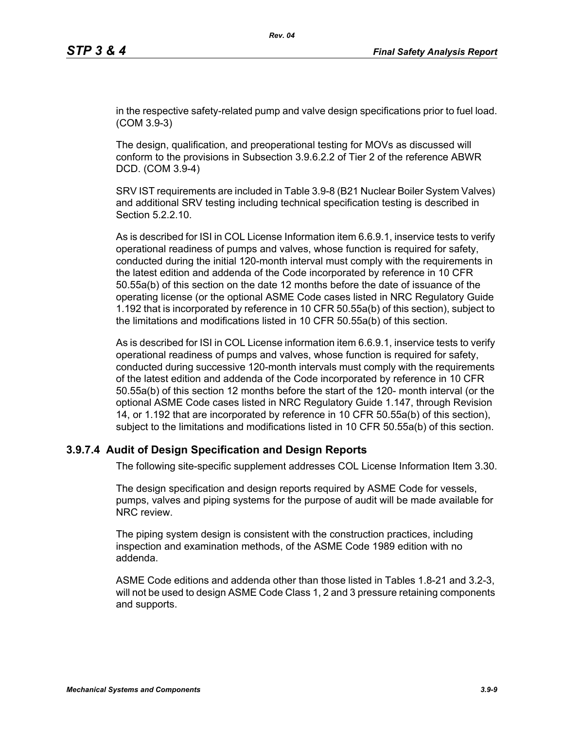in the respective safety-related pump and valve design specifications prior to fuel load. (COM 3.9-3)

The design, qualification, and preoperational testing for MOVs as discussed will conform to the provisions in Subsection 3.9.6.2.2 of Tier 2 of the reference ABWR DCD. (COM 3.9-4)

SRV IST requirements are included in Table 3.9-8 (B21 Nuclear Boiler System Valves) and additional SRV testing including technical specification testing is described in Section 5.2.2.10.

As is described for ISI in COL License Information item 6.6.9.1, inservice tests to verify operational readiness of pumps and valves, whose function is required for safety, conducted during the initial 120-month interval must comply with the requirements in the latest edition and addenda of the Code incorporated by reference in 10 CFR 50.55a(b) of this section on the date 12 months before the date of issuance of the operating license (or the optional ASME Code cases listed in NRC Regulatory Guide 1.192 that is incorporated by reference in 10 CFR 50.55a(b) of this section), subject to the limitations and modifications listed in 10 CFR 50.55a(b) of this section.

As is described for ISI in COL License information item 6.6.9.1, inservice tests to verify operational readiness of pumps and valves, whose function is required for safety, conducted during successive 120-month intervals must comply with the requirements of the latest edition and addenda of the Code incorporated by reference in 10 CFR 50.55a(b) of this section 12 months before the start of the 120- month interval (or the optional ASME Code cases listed in NRC Regulatory Guide 1.147, through Revision 14, or 1.192 that are incorporated by reference in 10 CFR 50.55a(b) of this section), subject to the limitations and modifications listed in 10 CFR 50.55a(b) of this section.

### 3.9.7.4 Audit of Design Specification and Design Reports

The following site-specific supplement addresses COL License Information Item 3.30.

The design specification and design reports required by ASME Code for vessels, pumps, valves and piping systems for the purpose of audit will be made available for NRC review.

The piping system design is consistent with the construction practices, including inspection and examination methods, of the ASME Code 1989 edition with no addenda.

ASME Code editions and addenda other than those listed in Tables 1.8-21 and 3.2-3, will not be used to design ASME Code Class 1, 2 and 3 pressure retaining components and supports.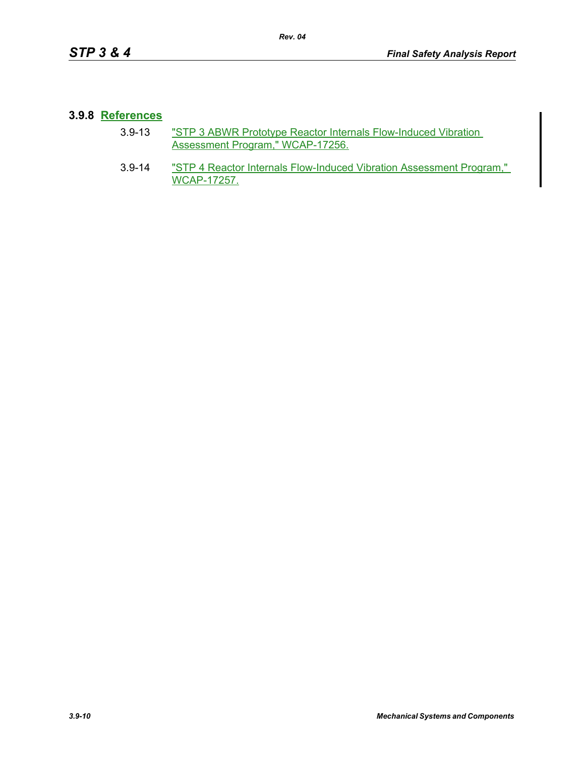### 3.9.8 References

3.9-13 "STP 3 ABWR Prototype Reactor Internals Flow-Induced Vibration Assessment Program," WCAP-17256.

3.9-14 "STP 4 Reactor Internals Flow-Induced Vibration Assessment Program," WCAP-17257.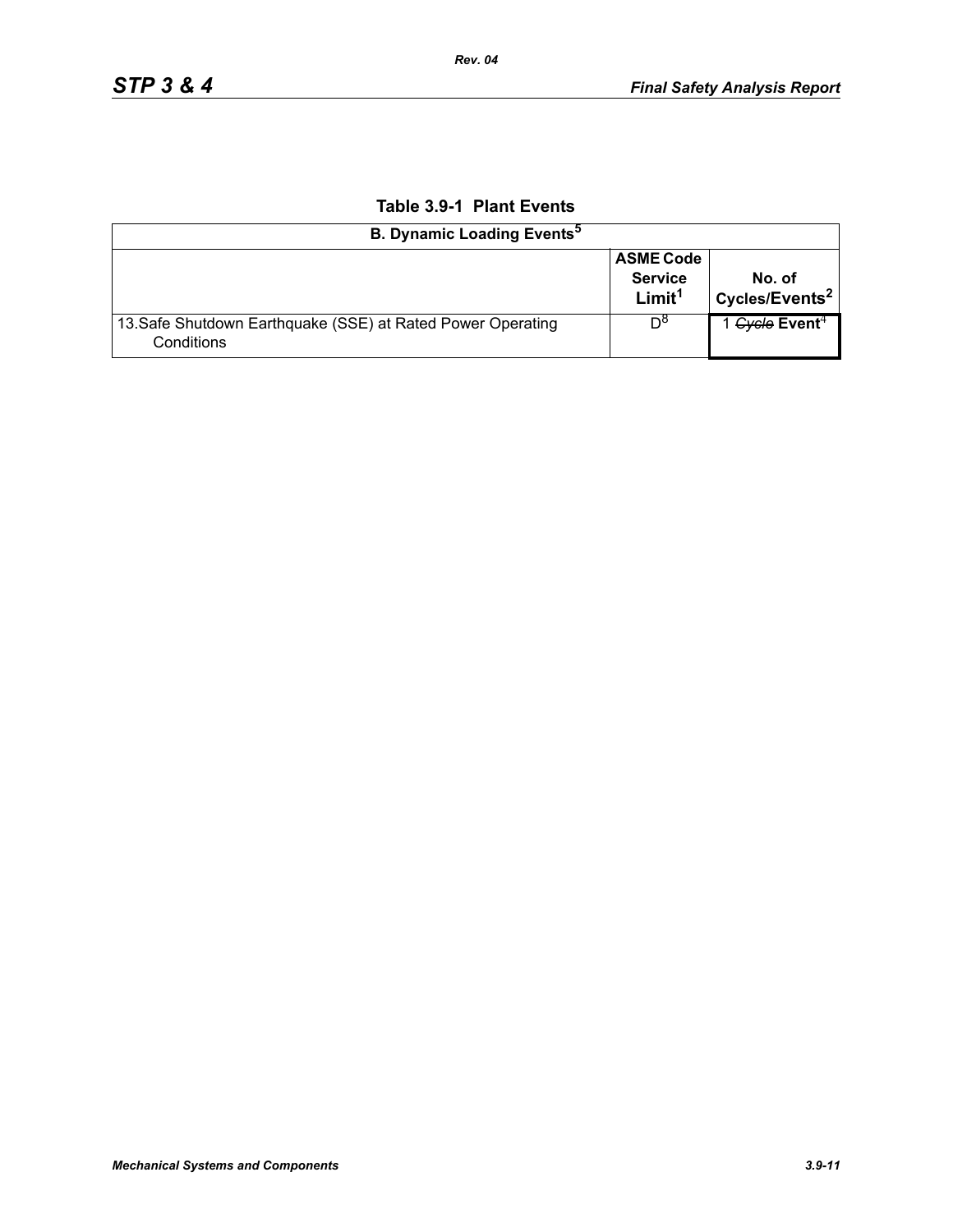**Table 3.9-1 Plant Events**

| B. Dynamic Loading Events[5] | | |
|---|---|---|
| | **ASME Code Service Limit[1]** | **No. of Cycles/Events[2]** |
| 13. Safe Shutdown Earthquake (SSE) at Rated Power Operating Conditions | D[8] | 1 ~~Cycle~~ **Event**[4] |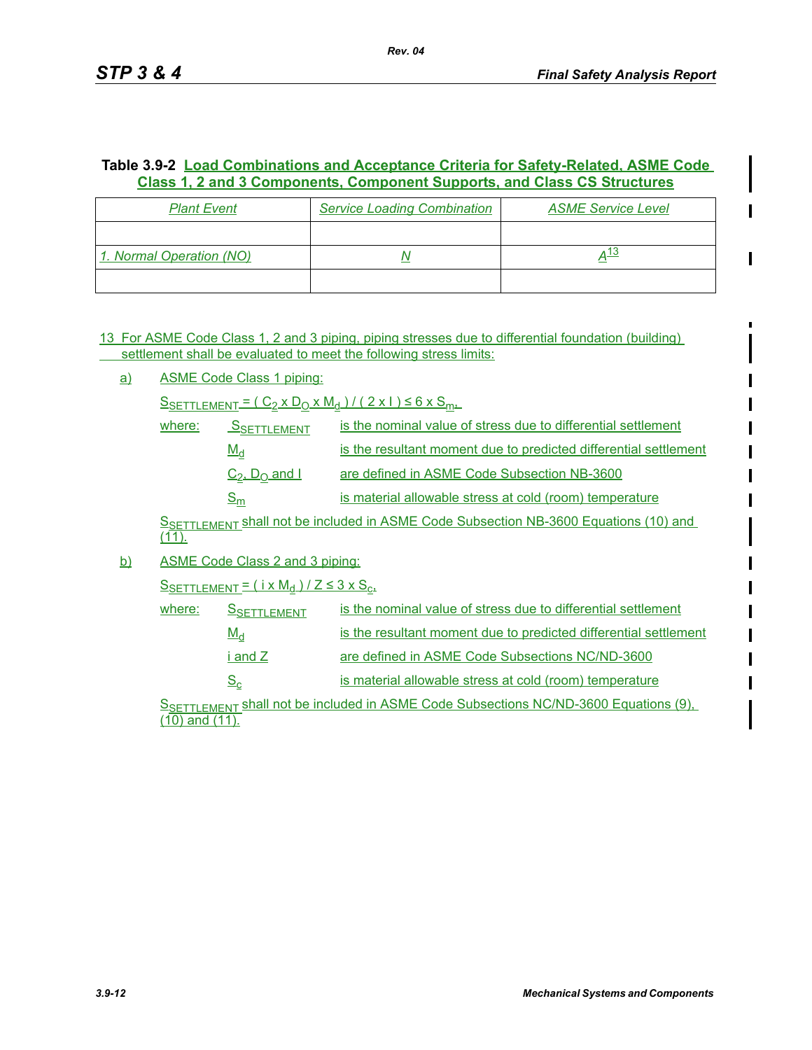**Table 3.9-2 Load Combinations and Acceptance Criteria for Safety-Related, ASME Code Class 1, 2 and 3 Components, Component Supports, and Class CS Structures**

| *Plant Event* | *Service Loading Combination* | *ASME Service Level* |
|---|---|---|
| | | |
| *1. Normal Operation (NO)* | *N* | *A*[13] |
| | | |

13 For ASME Code Class 1, 2 and 3 piping, piping stresses due to differential foundation (building) settlement shall be evaluated to meet the following stress limits:

a) ASME Code Class 1 piping:

$S_{SETTLEMENT} = ( C_2 \times D_O \times M_d ) / ( 2 \times I ) \leq 6 \times S_m$.

where:

| | |
|---|---|
| $S_{SETTLEMENT}$ | is the nominal value of stress due to differential settlement |
| $M_d$ | is the resultant moment due to predicted differential settlement |
| $C_2$, $D_O$ and $I$ | are defined in ASME Code Subsection NB-3600 |
| $S_m$ | is material allowable stress at cold (room) temperature |

$S_{SETTLEMENT}$ shall not be included in ASME Code Subsection NB-3600 Equations (10) and (11).

b) ASME Code Class 2 and 3 piping:

$S_{SETTLEMENT} = ( i \times M_d ) / Z \leq 3 \times S_c$.

where:

| | |
|---|---|
| $S_{SETTLEMENT}$ | is the nominal value of stress due to differential settlement |
| $M_d$ | is the resultant moment due to predicted differential settlement |
| $i$ and $Z$ | are defined in ASME Code Subsections NC/ND-3600 |
| $S_c$ | is material allowable stress at cold (room) temperature |

$S_{SETTLEMENT}$ shall not be included in ASME Code Subsections NC/ND-3600 Equations (9), (10) and (11).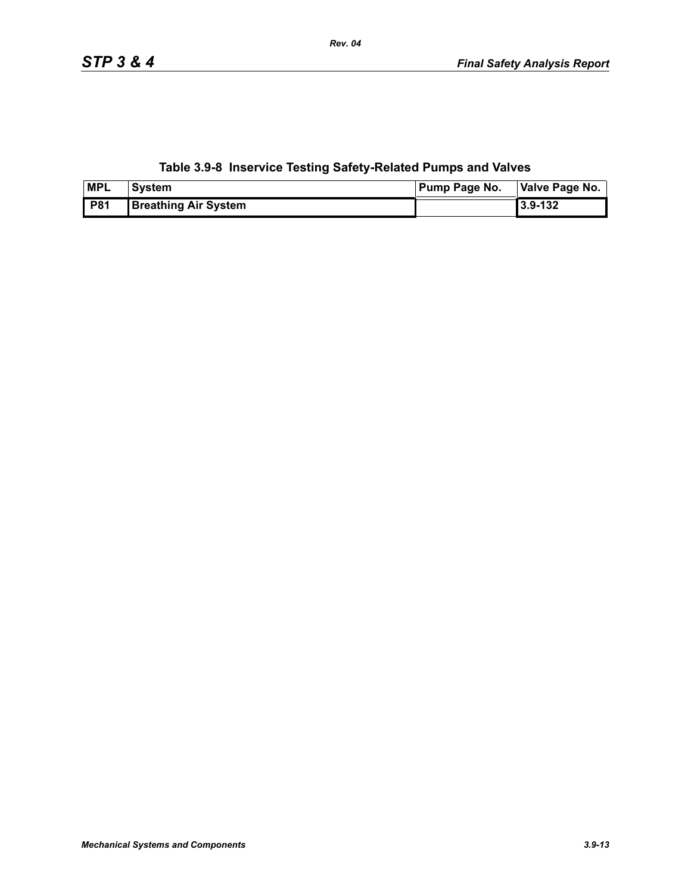**Table 3.9-8 Inservice Testing Safety-Related Pumps and Valves**

| MPL | System | Pump Page No. | Valve Page No. |
|---|---|---|---|
| P81 | Breathing Air System | | 3.9-132 |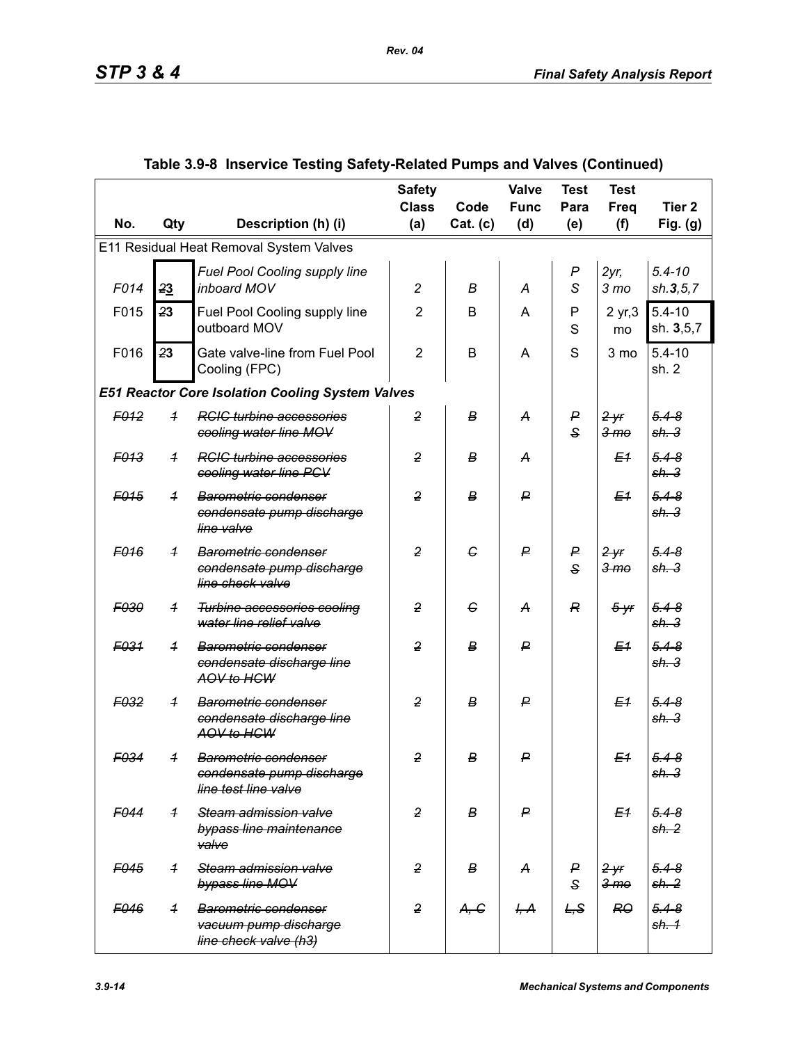## Table 3.9-8 Inservice Testing Safety-Related Pumps and Valves (Continued)

| No. | Qty | Description (h) (i) | Safety Class (a) | Code Cat. (c) | Valve Func (d) | Test Para (e) | Test Freq (f) | Tier 2 Fig. (g) |
|---|---|---|---|---|---|---|---|---|
| E11 Residual Heat Removal System Valves | | | | | | | | |
| *F014* | ~~2~~**3** | *Fuel Pool Cooling supply line inboard MOV* | *2* | *B* | *A* | *P S* | *2yr, 3 mo* | *5.4-10 sh.**3**,5,7* |
| F015 | ~~2~~**3** | Fuel Pool Cooling supply line outboard MOV | 2 | B | A | P S | 2 yr,3 mo | 5.4-10 sh. **3**,5,7 |
| F016 | ~~2~~**3** | Gate valve-line from Fuel Pool Cooling (FPC) | 2 | B | A | S | 3 mo | 5.4-10 sh. 2 |
| ***E51 Reactor Core Isolation Cooling System Valves*** | | | | | | | | |
| ~~F012~~ | ~~1~~ | ~~RCIC turbine accessories cooling water line MOV~~ | ~~2~~ | ~~B~~ | ~~A~~ | ~~P S~~ | ~~2 yr 3 mo~~ | ~~5.4-8 sh. 3~~ |
| ~~F013~~ | ~~1~~ | ~~RCIC turbine accessories cooling water line PCV~~ | ~~2~~ | ~~B~~ | ~~A~~ | | ~~E1~~ | ~~5.4-8 sh. 3~~ |
| ~~F015~~ | ~~1~~ | ~~Barometric condenser condensate pump discharge line valve~~ | ~~2~~ | ~~B~~ | ~~P~~ | | ~~E1~~ | ~~5.4-8 sh. 3~~ |
| ~~F016~~ | ~~1~~ | ~~Barometric condenser condensate pump discharge line check valve~~ | ~~2~~ | ~~C~~ | ~~P~~ | ~~P S~~ | ~~2 yr 3 mo~~ | ~~5.4-8 sh. 3~~ |
| ~~F030~~ | ~~1~~ | ~~Turbine accessories cooling water line relief valve~~ | ~~2~~ | ~~C~~ | ~~A~~ | ~~R~~ | ~~5 yr~~ | ~~5.4-8 sh. 3~~ |
| ~~F031~~ | ~~1~~ | ~~Barometric condenser condensate discharge line AOV to HCW~~ | ~~2~~ | ~~B~~ | ~~P~~ | | ~~E1~~ | ~~5.4-8 sh. 3~~ |
| ~~F032~~ | ~~1~~ | ~~Barometric condenser condensate discharge line AOV to HCW~~ | ~~2~~ | ~~B~~ | ~~P~~ | | ~~E1~~ | ~~5.4-8 sh. 3~~ |
| ~~F034~~ | ~~1~~ | ~~Barometric condenser condensate pump discharge line test line valve~~ | ~~2~~ | ~~B~~ | ~~P~~ | | ~~E1~~ | ~~5.4-8 sh. 3~~ |
| ~~F044~~ | ~~1~~ | ~~Steam admission valve bypass line maintenance valve~~ | ~~2~~ | ~~B~~ | ~~P~~ | | ~~E1~~ | ~~5.4-8 sh. 2~~ |
| ~~F045~~ | ~~1~~ | ~~Steam admission valve bypass line MOV~~ | ~~2~~ | ~~B~~ | ~~A~~ | ~~P S~~ | ~~2 yr 3 mo~~ | ~~5.4-8 sh. 2~~ |
| ~~F046~~ | ~~1~~ | ~~Barometric condenser vacuum pump discharge line check valve (h3)~~ | ~~2~~ | ~~A, C~~ | ~~I, A~~ | ~~L,S~~ | ~~RO~~ | ~~5.4-8 sh. 1~~ |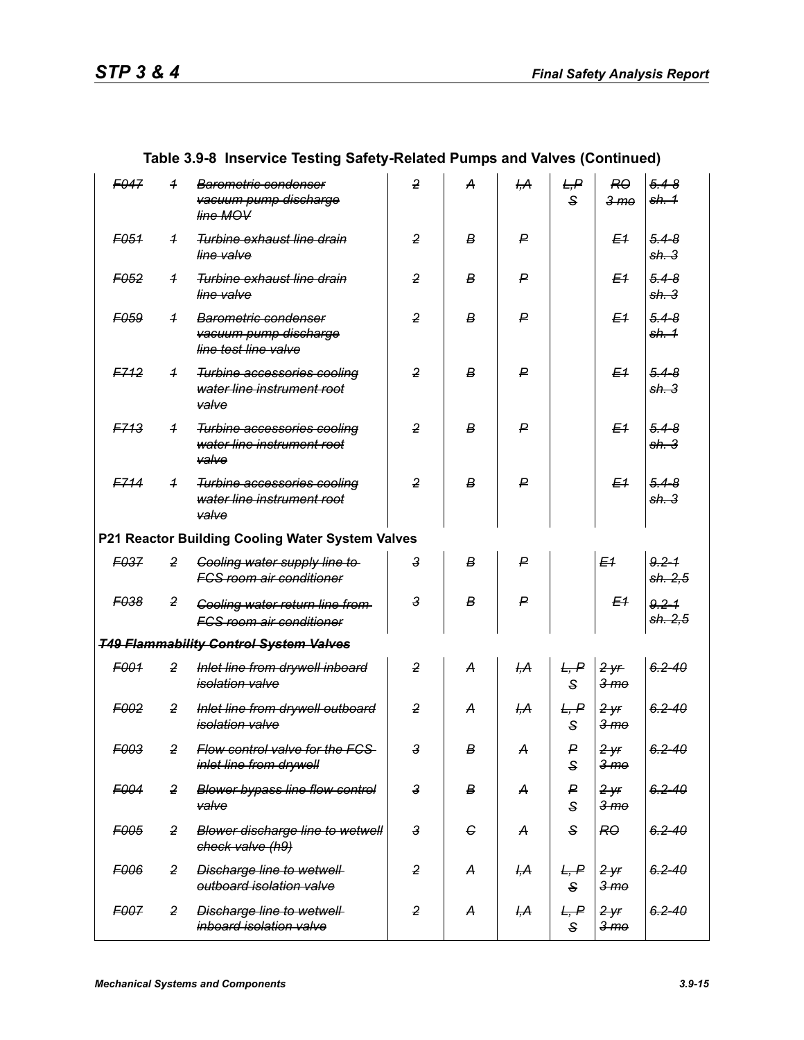## Table 3.9-8 Inservice Testing Safety-Related Pumps and Valves (Continued)

| | | | | | | | | |
|---|---|---|---|---|---|---|---|---|
| ~~F047~~ | ~~1~~ | ~~Barometric condenser vacuum pump discharge line MOV~~ | ~~2~~ | ~~A~~ | ~~I,A~~ | ~~L,P S~~ | ~~RO 3 mo~~ | ~~5.4-8 sh. 1~~ |
| ~~F051~~ | ~~1~~ | ~~Turbine exhaust line drain line valve~~ | ~~2~~ | ~~B~~ | ~~P~~ | | ~~E1~~ | ~~5.4-8 sh. 3~~ |
| ~~F052~~ | ~~1~~ | ~~Turbine exhaust line drain line valve~~ | ~~2~~ | ~~B~~ | ~~P~~ | | ~~E1~~ | ~~5.4-8 sh. 3~~ |
| ~~F059~~ | ~~1~~ | ~~Barometric condenser vacuum pump discharge line test line valve~~ | ~~2~~ | ~~B~~ | ~~P~~ | | ~~E1~~ | ~~5.4-8 sh. 1~~ |
| ~~F712~~ | ~~1~~ | ~~Turbine accessories cooling water line instrument root valve~~ | ~~2~~ | ~~B~~ | ~~P~~ | | ~~E1~~ | ~~5.4-8 sh. 3~~ |
| ~~F713~~ | ~~1~~ | ~~Turbine accessories cooling water line instrument root valve~~ | ~~2~~ | ~~B~~ | ~~P~~ | | ~~E1~~ | ~~5.4-8 sh. 3~~ |
| ~~F714~~ | ~~1~~ | ~~Turbine accessories cooling water line instrument root valve~~ | ~~2~~ | ~~B~~ | ~~P~~ | | ~~E1~~ | ~~5.4-8 sh. 3~~ |
| **P21 Reactor Building Cooling Water System Valves** | | | | | | | | |
| ~~F037~~ | ~~2~~ | ~~Cooling water supply line to FCS room air conditioner~~ | ~~3~~ | ~~B~~ | ~~P~~ | | ~~E1~~ | ~~9.2-1 sh. 2,5~~ |
| ~~F038~~ | ~~2~~ | ~~Cooling water return line from FCS room air conditioner~~ | ~~3~~ | ~~B~~ | ~~P~~ | | ~~E1~~ | ~~9.2-1 sh. 2,5~~ |
| ~~***T49 Flammability Control System Valves***~~ | | | | | | | | |
| ~~F001~~ | ~~2~~ | ~~Inlet line from drywell inboard isolation valve~~ | ~~2~~ | ~~A~~ | ~~I,A~~ | ~~L, P S~~ | ~~2 yr 3 mo~~ | ~~6.2-40~~ |
| ~~F002~~ | ~~2~~ | ~~Inlet line from drywell outboard isolation valve~~ | ~~2~~ | ~~A~~ | ~~I,A~~ | ~~L, P S~~ | ~~2 yr 3 mo~~ | ~~6.2-40~~ |
| ~~F003~~ | ~~2~~ | ~~Flow control valve for the FCS inlet line from drywell~~ | ~~3~~ | ~~B~~ | ~~A~~ | ~~P S~~ | ~~2 yr 3 mo~~ | ~~6.2-40~~ |
| ~~F004~~ | ~~2~~ | ~~Blower bypass line flow control valve~~ | ~~3~~ | ~~B~~ | ~~A~~ | ~~P S~~ | ~~2 yr 3 mo~~ | ~~6.2-40~~ |
| ~~F005~~ | ~~2~~ | ~~Blower discharge line to wetwell check valve (h9)~~ | ~~3~~ | ~~C~~ | ~~A~~ | ~~S~~ | ~~RO~~ | ~~6.2-40~~ |
| ~~F006~~ | ~~2~~ | ~~Discharge line to wetwell outboard isolation valve~~ | ~~2~~ | ~~A~~ | ~~I,A~~ | ~~L, P S~~ | ~~2 yr 3 mo~~ | ~~6.2-40~~ |
| ~~F007~~ | ~~2~~ | ~~Discharge line to wetwell inboard isolation valve~~ | ~~2~~ | ~~A~~ | ~~I,A~~ | ~~L, P S~~ | ~~2 yr 3 mo~~ | ~~6.2-40~~ |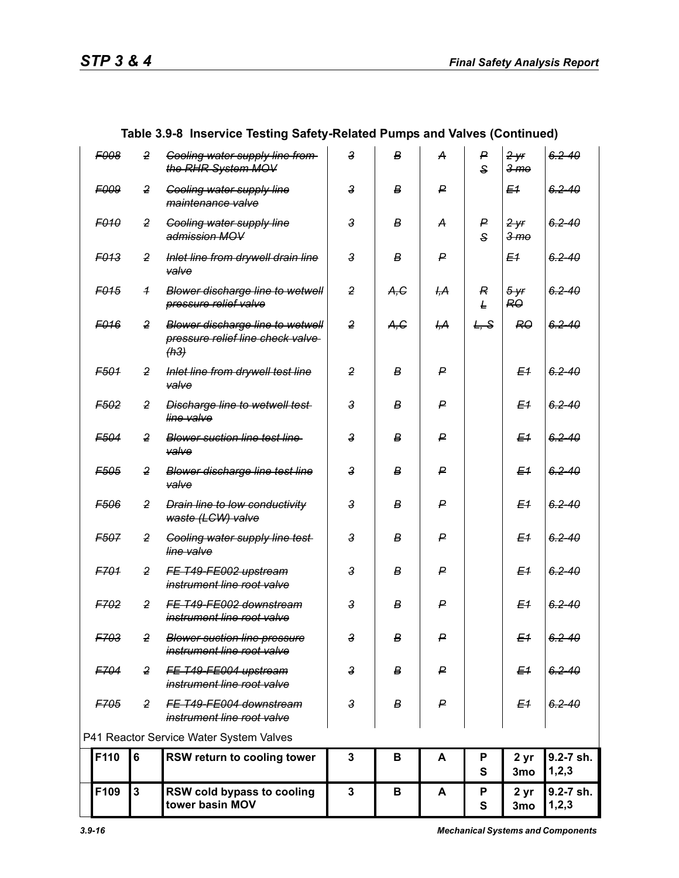## Table 3.9-8 Inservice Testing Safety-Related Pumps and Valves (Continued)

| | | | | | | | | |
|---|---|---|---|---|---|---|---|---|
| ~~F008~~ | ~~2~~ | ~~Cooling water supply line from the RHR System MOV~~ | ~~3~~ | ~~B~~ | ~~A~~ | ~~P S~~ | ~~2 yr 3 mo~~ | ~~6.2-40~~ |
| ~~F009~~ | ~~2~~ | ~~Cooling water supply line maintenance valve~~ | ~~3~~ | ~~B~~ | ~~P~~ | | ~~E1~~ | ~~6.2-40~~ |
| ~~F010~~ | ~~2~~ | ~~Cooling water supply line admission MOV~~ | ~~3~~ | ~~B~~ | ~~A~~ | ~~P S~~ | ~~2 yr 3 mo~~ | ~~6.2-40~~ |
| ~~F013~~ | ~~2~~ | ~~Inlet line from drywell drain line valve~~ | ~~3~~ | ~~B~~ | ~~P~~ | | ~~E1~~ | ~~6.2-40~~ |
| ~~F015~~ | ~~1~~ | ~~Blower discharge line to wetwell pressure relief valve~~ | ~~2~~ | ~~A,C~~ | ~~I,A~~ | ~~R L~~ | ~~5 yr RO~~ | ~~6.2-40~~ |
| ~~F016~~ | ~~2~~ | ~~Blower discharge line to wetwell pressure relief line check valve (h3)~~ | ~~2~~ | ~~A,C~~ | ~~I,A~~ | ~~L, S~~ | ~~RO~~ | ~~6.2-40~~ |
| ~~F501~~ | ~~2~~ | ~~Inlet line from drywell test line valve~~ | ~~2~~ | ~~B~~ | ~~P~~ | | ~~E1~~ | ~~6.2-40~~ |
| ~~F502~~ | ~~2~~ | ~~Discharge line to wetwell test line valve~~ | ~~3~~ | ~~B~~ | ~~P~~ | | ~~E1~~ | ~~6.2-40~~ |
| ~~F504~~ | ~~2~~ | ~~Blower suction line test line valve~~ | ~~3~~ | ~~B~~ | ~~P~~ | | ~~E1~~ | ~~6.2-40~~ |
| ~~F505~~ | ~~2~~ | ~~Blower discharge line test line valve~~ | ~~3~~ | ~~B~~ | ~~P~~ | | ~~E1~~ | ~~6.2-40~~ |
| ~~F506~~ | ~~2~~ | ~~Drain line to low conductivity waste (LCW) valve~~ | ~~3~~ | ~~B~~ | ~~P~~ | | ~~E1~~ | ~~6.2-40~~ |
| ~~F507~~ | ~~2~~ | ~~Cooling water supply line test line valve~~ | ~~3~~ | ~~B~~ | ~~P~~ | | ~~E1~~ | ~~6.2-40~~ |
| ~~F701~~ | ~~2~~ | ~~FE T49-FE002 upstream instrument line root valve~~ | ~~3~~ | ~~B~~ | ~~P~~ | | ~~E1~~ | ~~6.2-40~~ |
| ~~F702~~ | ~~2~~ | ~~FE T49-FE002 downstream instrument line root valve~~ | ~~3~~ | ~~B~~ | ~~P~~ | | ~~E1~~ | ~~6.2-40~~ |
| ~~F703~~ | ~~2~~ | ~~Blower suction line pressure instrument line root valve~~ | ~~3~~ | ~~B~~ | ~~P~~ | | ~~E1~~ | ~~6.2-40~~ |
| ~~F704~~ | ~~2~~ | ~~FE T49-FE004 upstream instrument line root valve~~ | ~~3~~ | ~~B~~ | ~~P~~ | | ~~E1~~ | ~~6.2-40~~ |
| ~~F705~~ | ~~2~~ | ~~FE T49-FE004 downstream instrument line root valve~~ | ~~3~~ | ~~B~~ | ~~P~~ | | ~~E1~~ | ~~6.2-40~~ |
| P41 Reactor Service Water System Valves | | | | | | | | |
| **F110** | **6** | **RSW return to cooling tower** | **3** | **B** | **A** | **P S** | **2 yr 3mo** | **9.2-7 sh. 1,2,3** |
| **F109** | **3** | **RSW cold bypass to cooling tower basin MOV** | **3** | **B** | **A** | **P S** | **2 yr 3mo** | **9.2-7 sh. 1,2,3** |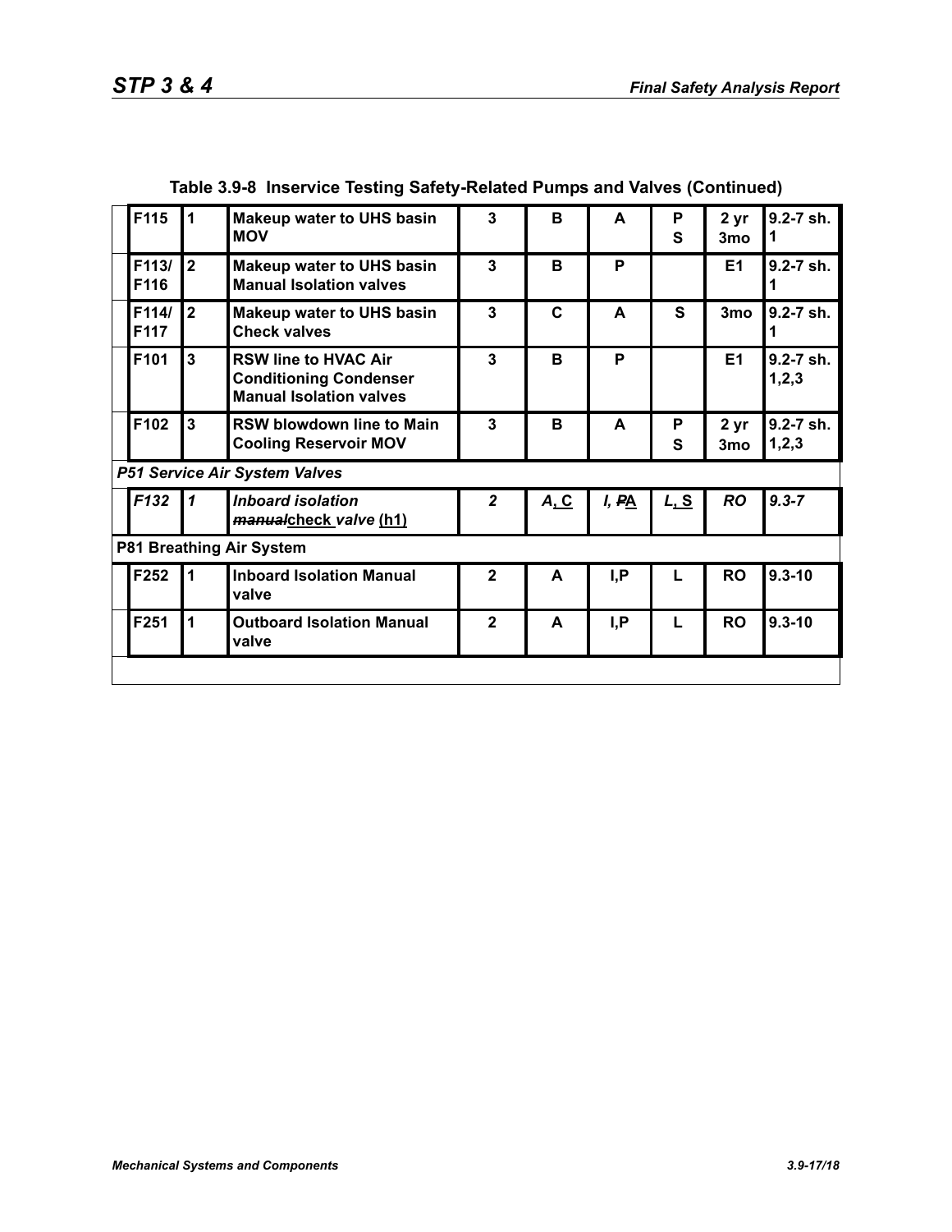**Table 3.9-8 Inservice Testing Safety-Related Pumps and Valves (Continued)**

| | | | | | | | | |
|---|---|---|---|---|---|---|---|---|
| F115 | 1 | Makeup water to UHS basin MOV | 3 | B | A | P S | 2 yr 3mo | 9.2-7 sh. 1 |
| F113/ F116 | 2 | Makeup water to UHS basin Manual Isolation valves | 3 | B | P | | E1 | 9.2-7 sh. 1 |
| F114/ F117 | 2 | Makeup water to UHS basin Check valves | 3 | C | A | S | 3mo | 9.2-7 sh. 1 |
| F101 | 3 | RSW line to HVAC Air Conditioning Condenser Manual Isolation valves | 3 | B | P | | E1 | 9.2-7 sh. 1,2,3 |
| F102 | 3 | RSW blowdown line to Main Cooling Reservoir MOV | 3 | B | A | P S | 2 yr 3mo | 9.2-7 sh. 1,2,3 |
| *P51 Service Air System Valves* | | | | | | | | |
| *F132* | *1* | *Inboard isolation ~~manual~~check valve (h1)* | *2* | *A, C* | *I, ~~P~~A* | *L, S* | *RO* | *9.3-7* |
| **P81 Breathing Air System** | | | | | | | | |
| F252 | 1 | Inboard Isolation Manual valve | 2 | A | I,P | L | RO | 9.3-10 |
| F251 | 1 | Outboard Isolation Manual valve | 2 | A | I,P | L | RO | 9.3-10 |